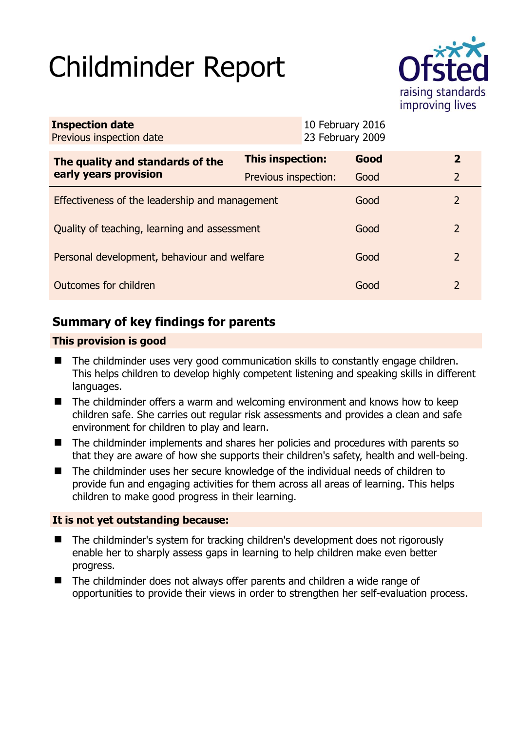# Childminder Report

| **Inspection date** | 10 February 2016 |
|---|---|
| Previous inspection date | 23 February 2009 |

| **The quality and standards of the early years provision** | **This inspection:** | **Good** | **2** |
|---|---|---|---|
| | Previous inspection: | Good | 2 |
| Effectiveness of the leadership and management | | Good | 2 |
| Quality of teaching, learning and assessment | | Good | 2 |
| Personal development, behaviour and welfare | | Good | 2 |
| Outcomes for children | | Good | 2 |

## Summary of key findings for parents

### This provision is good

- The childminder uses very good communication skills to constantly engage children. This helps children to develop highly competent listening and speaking skills in different languages.
- The childminder offers a warm and welcoming environment and knows how to keep children safe. She carries out regular risk assessments and provides a clean and safe environment for children to play and learn.
- The childminder implements and shares her policies and procedures with parents so that they are aware of how she supports their children's safety, health and well-being.
- The childminder uses her secure knowledge of the individual needs of children to provide fun and engaging activities for them across all areas of learning. This helps children to make good progress in their learning.

### It is not yet outstanding because:

- The childminder's system for tracking children's development does not rigorously enable her to sharply assess gaps in learning to help children make even better progress.
- The childminder does not always offer parents and children a wide range of opportunities to provide their views in order to strengthen her self-evaluation process.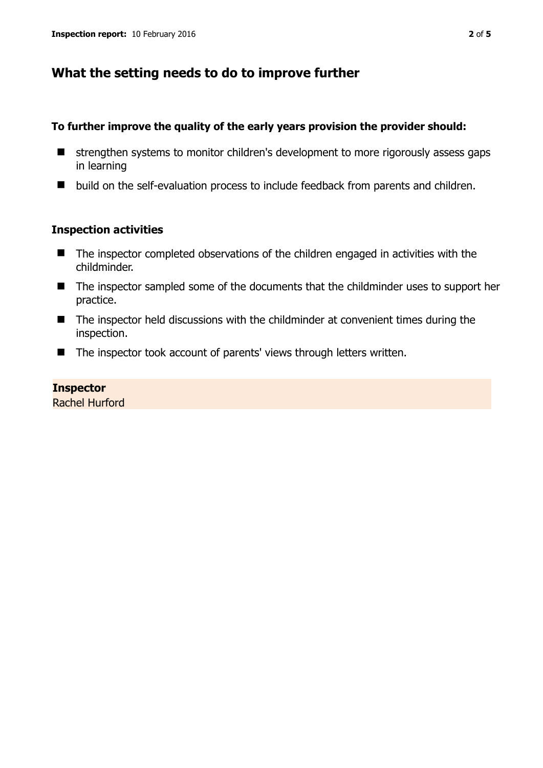## What the setting needs to do to improve further

**To further improve the quality of the early years provision the provider should:**

- strengthen systems to monitor children's development to more rigorously assess gaps in learning
- build on the self-evaluation process to include feedback from parents and children.

### Inspection activities

- The inspector completed observations of the children engaged in activities with the childminder.
- The inspector sampled some of the documents that the childminder uses to support her practice.
- The inspector held discussions with the childminder at convenient times during the inspection.
- The inspector took account of parents' views through letters written.

**Inspector**
Rachel Hurford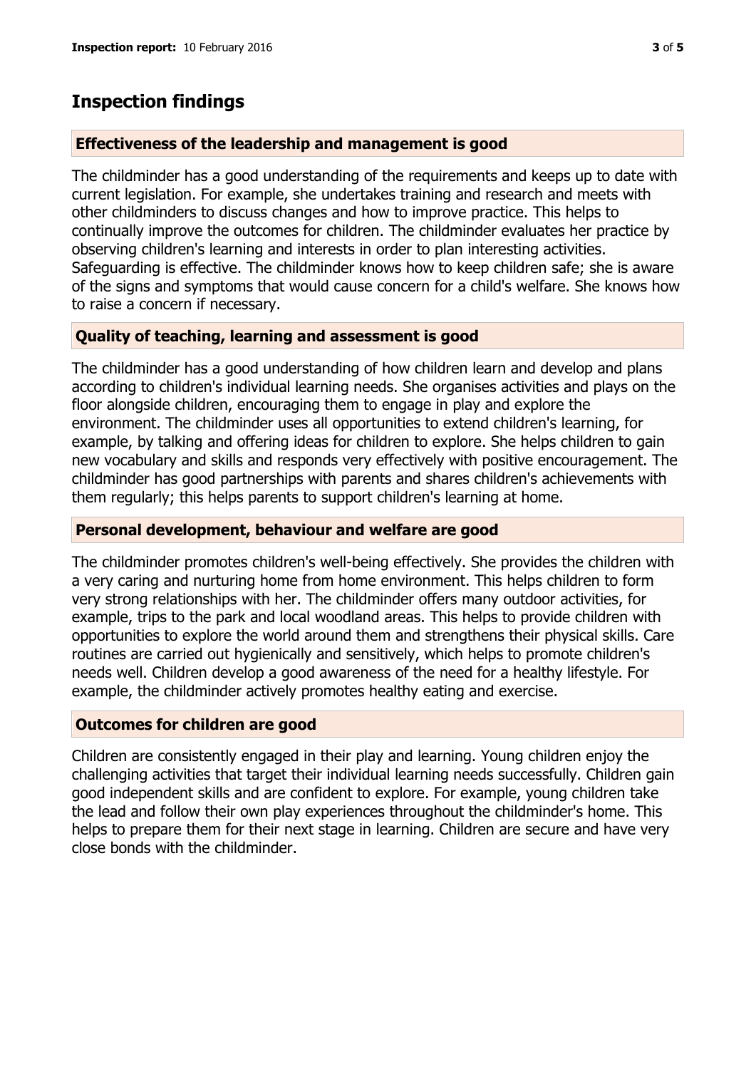## Inspection findings

### Effectiveness of the leadership and management is good

The childminder has a good understanding of the requirements and keeps up to date with current legislation. For example, she undertakes training and research and meets with other childminders to discuss changes and how to improve practice. This helps to continually improve the outcomes for children. The childminder evaluates her practice by observing children's learning and interests in order to plan interesting activities. Safeguarding is effective. The childminder knows how to keep children safe; she is aware of the signs and symptoms that would cause concern for a child's welfare. She knows how to raise a concern if necessary.

### Quality of teaching, learning and assessment is good

The childminder has a good understanding of how children learn and develop and plans according to children's individual learning needs. She organises activities and plays on the floor alongside children, encouraging them to engage in play and explore the environment. The childminder uses all opportunities to extend children's learning, for example, by talking and offering ideas for children to explore. She helps children to gain new vocabulary and skills and responds very effectively with positive encouragement. The childminder has good partnerships with parents and shares children's achievements with them regularly; this helps parents to support children's learning at home.

### Personal development, behaviour and welfare are good

The childminder promotes children's well-being effectively. She provides the children with a very caring and nurturing home from home environment. This helps children to form very strong relationships with her. The childminder offers many outdoor activities, for example, trips to the park and local woodland areas. This helps to provide children with opportunities to explore the world around them and strengthens their physical skills. Care routines are carried out hygienically and sensitively, which helps to promote children's needs well. Children develop a good awareness of the need for a healthy lifestyle. For example, the childminder actively promotes healthy eating and exercise.

### Outcomes for children are good

Children are consistently engaged in their play and learning. Young children enjoy the challenging activities that target their individual learning needs successfully. Children gain good independent skills and are confident to explore. For example, young children take the lead and follow their own play experiences throughout the childminder's home. This helps to prepare them for their next stage in learning. Children are secure and have very close bonds with the childminder.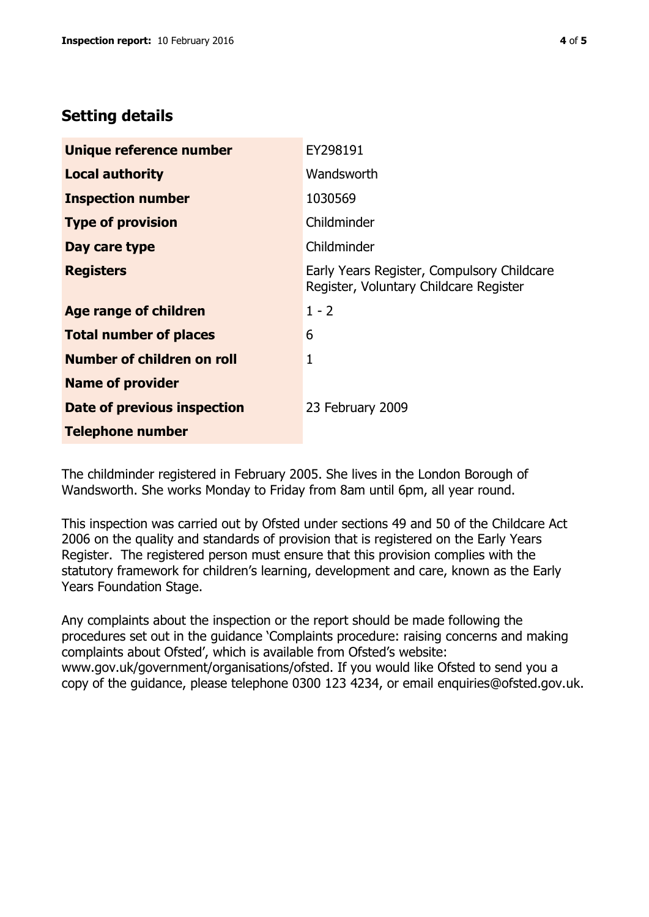## Setting details

| | |
|---|---|
| **Unique reference number** | EY298191 |
| **Local authority** | Wandsworth |
| **Inspection number** | 1030569 |
| **Type of provision** | Childminder |
| **Day care type** | Childminder |
| **Registers** | Early Years Register, Compulsory Childcare Register, Voluntary Childcare Register |
| **Age range of children** | 1 - 2 |
| **Total number of places** | 6 |
| **Number of children on roll** | 1 |
| **Name of provider** | |
| **Date of previous inspection** | 23 February 2009 |
| **Telephone number** | |

The childminder registered in February 2005. She lives in the London Borough of Wandsworth. She works Monday to Friday from 8am until 6pm, all year round.

This inspection was carried out by Ofsted under sections 49 and 50 of the Childcare Act 2006 on the quality and standards of provision that is registered on the Early Years Register. The registered person must ensure that this provision complies with the statutory framework for children's learning, development and care, known as the Early Years Foundation Stage.

Any complaints about the inspection or the report should be made following the procedures set out in the guidance 'Complaints procedure: raising concerns and making complaints about Ofsted', which is available from Ofsted's website: www.gov.uk/government/organisations/ofsted. If you would like Ofsted to send you a copy of the guidance, please telephone 0300 123 4234, or email enquiries@ofsted.gov.uk.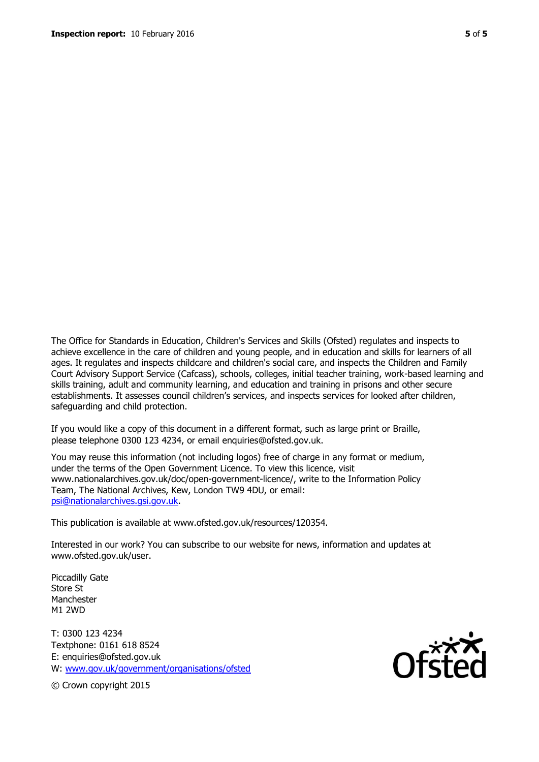The Office for Standards in Education, Children's Services and Skills (Ofsted) regulates and inspects to achieve excellence in the care of children and young people, and in education and skills for learners of all ages. It regulates and inspects childcare and children's social care, and inspects the Children and Family Court Advisory Support Service (Cafcass), schools, colleges, initial teacher training, work-based learning and skills training, adult and community learning, and education and training in prisons and other secure establishments. It assesses council children's services, and inspects services for looked after children, safeguarding and child protection.

If you would like a copy of this document in a different format, such as large print or Braille, please telephone 0300 123 4234, or email enquiries@ofsted.gov.uk.

You may reuse this information (not including logos) free of charge in any format or medium, under the terms of the Open Government Licence. To view this licence, visit www.nationalarchives.gov.uk/doc/open-government-licence/, write to the Information Policy Team, The National Archives, Kew, London TW9 4DU, or email: psi@nationalarchives.gsi.gov.uk.

This publication is available at www.ofsted.gov.uk/resources/120354.

Interested in our work? You can subscribe to our website for news, information and updates at www.ofsted.gov.uk/user.

Piccadilly Gate
Store St
Manchester
M1 2WD

T: 0300 123 4234
Textphone: 0161 618 8524
E: enquiries@ofsted.gov.uk
W: www.gov.uk/government/organisations/ofsted

© Crown copyright 2015